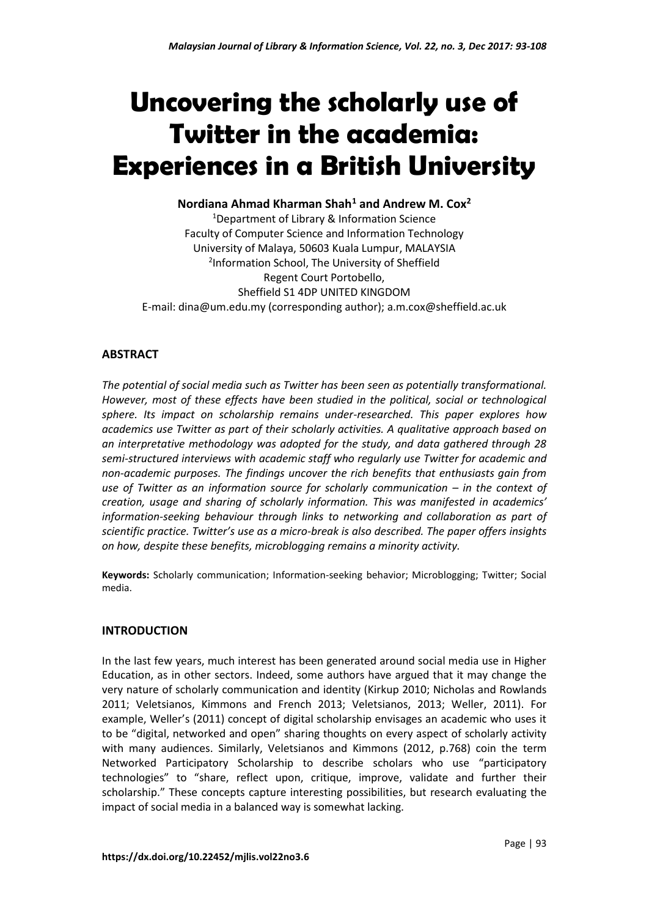# Uncovering the scholarly use of Twitter in the academia: Experiences in a British University

**Nordiana Ahmad Kharman Shah[1] and Andrew M. Cox[2]**

[1]Department of Library & Information Science
Faculty of Computer Science and Information Technology
University of Malaya, 50603 Kuala Lumpur, MALAYSIA
[2]Information School, The University of Sheffield
Regent Court Portobello,
Sheffield S1 4DP UNITED KINGDOM
E-mail: dina@um.edu.my (corresponding author); a.m.cox@sheffield.ac.uk

## ABSTRACT

*The potential of social media such as Twitter has been seen as potentially transformational. However, most of these effects have been studied in the political, social or technological sphere. Its impact on scholarship remains under-researched. This paper explores how academics use Twitter as part of their scholarly activities. A qualitative approach based on an interpretative methodology was adopted for the study, and data gathered through 28 semi-structured interviews with academic staff who regularly use Twitter for academic and non-academic purposes. The findings uncover the rich benefits that enthusiasts gain from use of Twitter as an information source for scholarly communication – in the context of creation, usage and sharing of scholarly information. This was manifested in academics' information-seeking behaviour through links to networking and collaboration as part of scientific practice. Twitter's use as a micro-break is also described. The paper offers insights on how, despite these benefits, microblogging remains a minority activity.*

**Keywords:** Scholarly communication; Information-seeking behavior; Microblogging; Twitter; Social media.

## INTRODUCTION

In the last few years, much interest has been generated around social media use in Higher Education, as in other sectors. Indeed, some authors have argued that it may change the very nature of scholarly communication and identity (Kirkup 2010; Nicholas and Rowlands 2011; Veletsianos, Kimmons and French 2013; Veletsianos, 2013; Weller, 2011). For example, Weller's (2011) concept of digital scholarship envisages an academic who uses it to be "digital, networked and open" sharing thoughts on every aspect of scholarly activity with many audiences. Similarly, Veletsianos and Kimmons (2012, p.768) coin the term Networked Participatory Scholarship to describe scholars who use "participatory technologies" to "share, reflect upon, critique, improve, validate and further their scholarship." These concepts capture interesting possibilities, but research evaluating the impact of social media in a balanced way is somewhat lacking.

https://dx.doi.org/10.22452/mjlis.vol22no3.6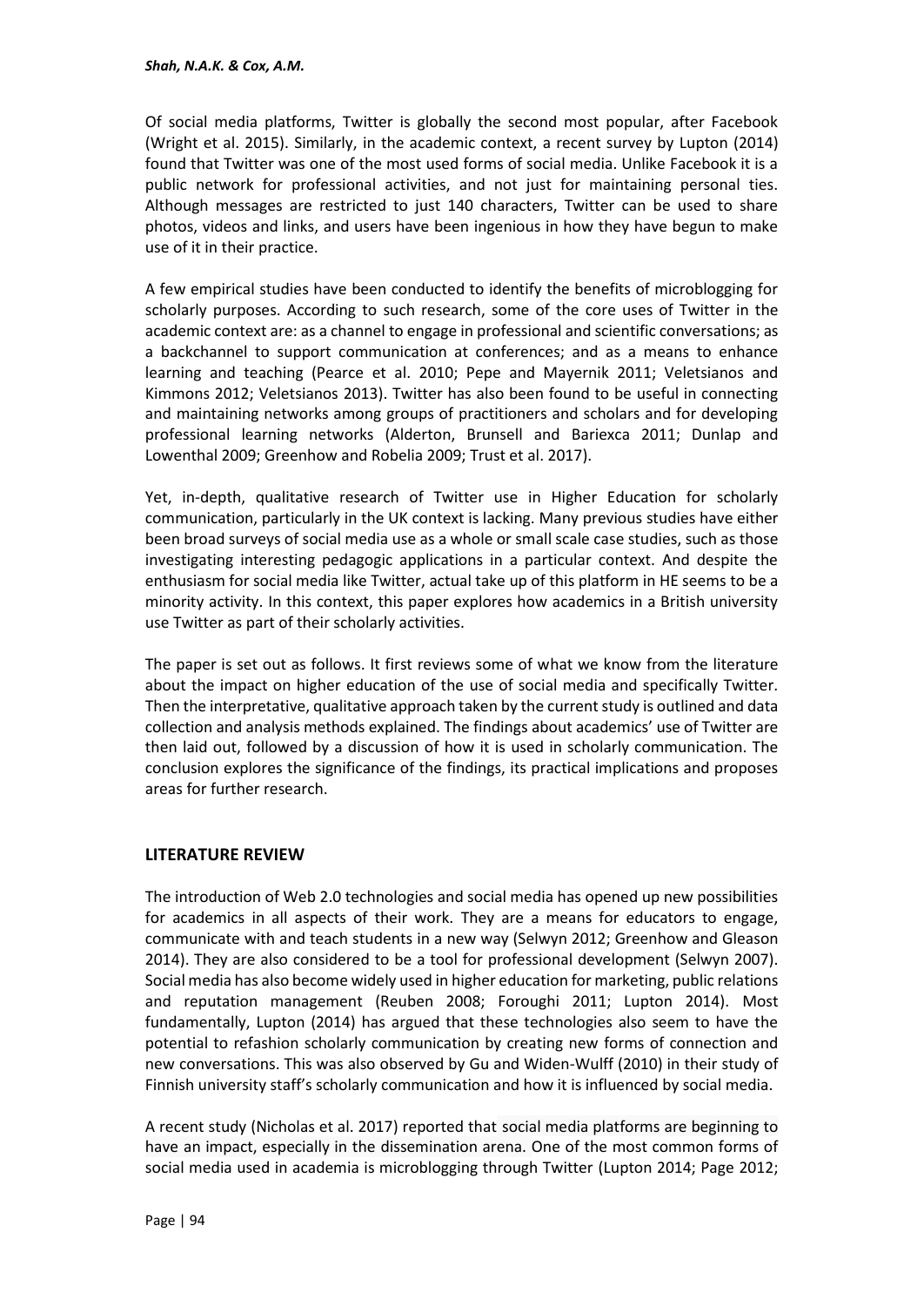Of social media platforms, Twitter is globally the second most popular, after Facebook (Wright et al. 2015). Similarly, in the academic context, a recent survey by Lupton (2014) found that Twitter was one of the most used forms of social media. Unlike Facebook it is a public network for professional activities, and not just for maintaining personal ties. Although messages are restricted to just 140 characters, Twitter can be used to share photos, videos and links, and users have been ingenious in how they have begun to make use of it in their practice.

A few empirical studies have been conducted to identify the benefits of microblogging for scholarly purposes. According to such research, some of the core uses of Twitter in the academic context are: as a channel to engage in professional and scientific conversations; as a backchannel to support communication at conferences; and as a means to enhance learning and teaching (Pearce et al. 2010; Pepe and Mayernik 2011; Veletsianos and Kimmons 2012; Veletsianos 2013). Twitter has also been found to be useful in connecting and maintaining networks among groups of practitioners and scholars and for developing professional learning networks (Alderton, Brunsell and Bariexca 2011; Dunlap and Lowenthal 2009; Greenhow and Robelia 2009; Trust et al. 2017).

Yet, in-depth, qualitative research of Twitter use in Higher Education for scholarly communication, particularly in the UK context is lacking. Many previous studies have either been broad surveys of social media use as a whole or small scale case studies, such as those investigating interesting pedagogic applications in a particular context. And despite the enthusiasm for social media like Twitter, actual take up of this platform in HE seems to be a minority activity. In this context, this paper explores how academics in a British university use Twitter as part of their scholarly activities.

The paper is set out as follows. It first reviews some of what we know from the literature about the impact on higher education of the use of social media and specifically Twitter. Then the interpretative, qualitative approach taken by the current study is outlined and data collection and analysis methods explained. The findings about academics' use of Twitter are then laid out, followed by a discussion of how it is used in scholarly communication. The conclusion explores the significance of the findings, its practical implications and proposes areas for further research.

## LITERATURE REVIEW

The introduction of Web 2.0 technologies and social media has opened up new possibilities for academics in all aspects of their work. They are a means for educators to engage, communicate with and teach students in a new way (Selwyn 2012; Greenhow and Gleason 2014). They are also considered to be a tool for professional development (Selwyn 2007). Social media has also become widely used in higher education for marketing, public relations and reputation management (Reuben 2008; Foroughi 2011; Lupton 2014). Most fundamentally, Lupton (2014) has argued that these technologies also seem to have the potential to refashion scholarly communication by creating new forms of connection and new conversations. This was also observed by Gu and Widen-Wulff (2010) in their study of Finnish university staff's scholarly communication and how it is influenced by social media.

A recent study (Nicholas et al. 2017) reported that social media platforms are beginning to have an impact, especially in the dissemination arena. One of the most common forms of social media used in academia is microblogging through Twitter (Lupton 2014; Page 2012;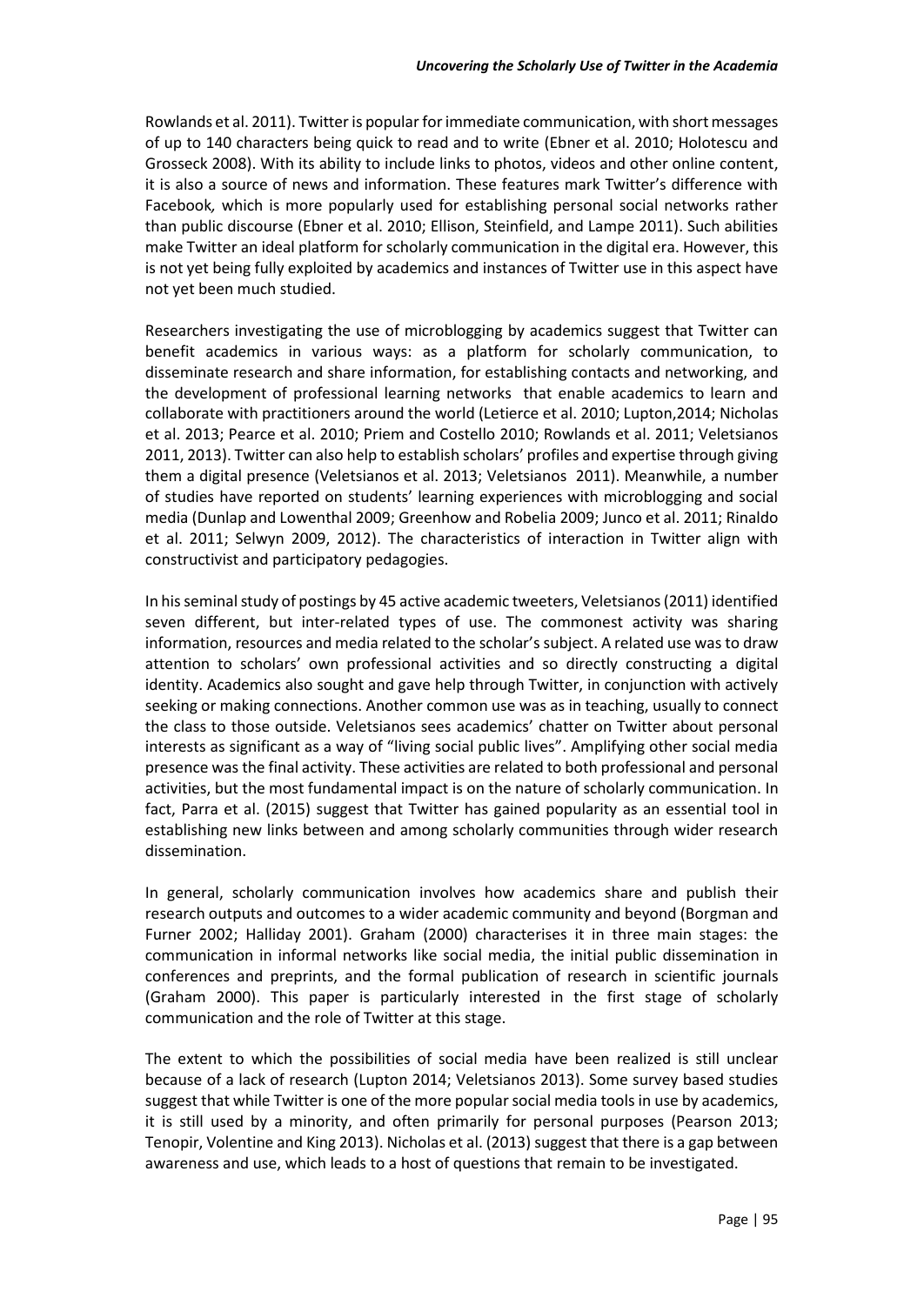Rowlands et al. 2011). Twitter is popular for immediate communication, with short messages of up to 140 characters being quick to read and to write (Ebner et al. 2010; Holotescu and Grosseck 2008). With its ability to include links to photos, videos and other online content, it is also a source of news and information. These features mark Twitter's difference with Facebook, which is more popularly used for establishing personal social networks rather than public discourse (Ebner et al. 2010; Ellison, Steinfield, and Lampe 2011). Such abilities make Twitter an ideal platform for scholarly communication in the digital era. However, this is not yet being fully exploited by academics and instances of Twitter use in this aspect have not yet been much studied.

Researchers investigating the use of microblogging by academics suggest that Twitter can benefit academics in various ways: as a platform for scholarly communication, to disseminate research and share information, for establishing contacts and networking, and the development of professional learning networks that enable academics to learn and collaborate with practitioners around the world (Letierce et al. 2010; Lupton,2014; Nicholas et al. 2013; Pearce et al. 2010; Priem and Costello 2010; Rowlands et al. 2011; Veletsianos 2011, 2013). Twitter can also help to establish scholars' profiles and expertise through giving them a digital presence (Veletsianos et al. 2013; Veletsianos 2011). Meanwhile, a number of studies have reported on students' learning experiences with microblogging and social media (Dunlap and Lowenthal 2009; Greenhow and Robelia 2009; Junco et al. 2011; Rinaldo et al. 2011; Selwyn 2009, 2012). The characteristics of interaction in Twitter align with constructivist and participatory pedagogies.

In his seminal study of postings by 45 active academic tweeters, Veletsianos (2011) identified seven different, but inter-related types of use. The commonest activity was sharing information, resources and media related to the scholar's subject. A related use was to draw attention to scholars' own professional activities and so directly constructing a digital identity. Academics also sought and gave help through Twitter, in conjunction with actively seeking or making connections. Another common use was as in teaching, usually to connect the class to those outside. Veletsianos sees academics' chatter on Twitter about personal interests as significant as a way of "living social public lives". Amplifying other social media presence was the final activity. These activities are related to both professional and personal activities, but the most fundamental impact is on the nature of scholarly communication. In fact, Parra et al. (2015) suggest that Twitter has gained popularity as an essential tool in establishing new links between and among scholarly communities through wider research dissemination.

In general, scholarly communication involves how academics share and publish their research outputs and outcomes to a wider academic community and beyond (Borgman and Furner 2002; Halliday 2001). Graham (2000) characterises it in three main stages: the communication in informal networks like social media, the initial public dissemination in conferences and preprints, and the formal publication of research in scientific journals (Graham 2000). This paper is particularly interested in the first stage of scholarly communication and the role of Twitter at this stage.

The extent to which the possibilities of social media have been realized is still unclear because of a lack of research (Lupton 2014; Veletsianos 2013). Some survey based studies suggest that while Twitter is one of the more popular social media tools in use by academics, it is still used by a minority, and often primarily for personal purposes (Pearson 2013; Tenopir, Volentine and King 2013). Nicholas et al. (2013) suggest that there is a gap between awareness and use, which leads to a host of questions that remain to be investigated.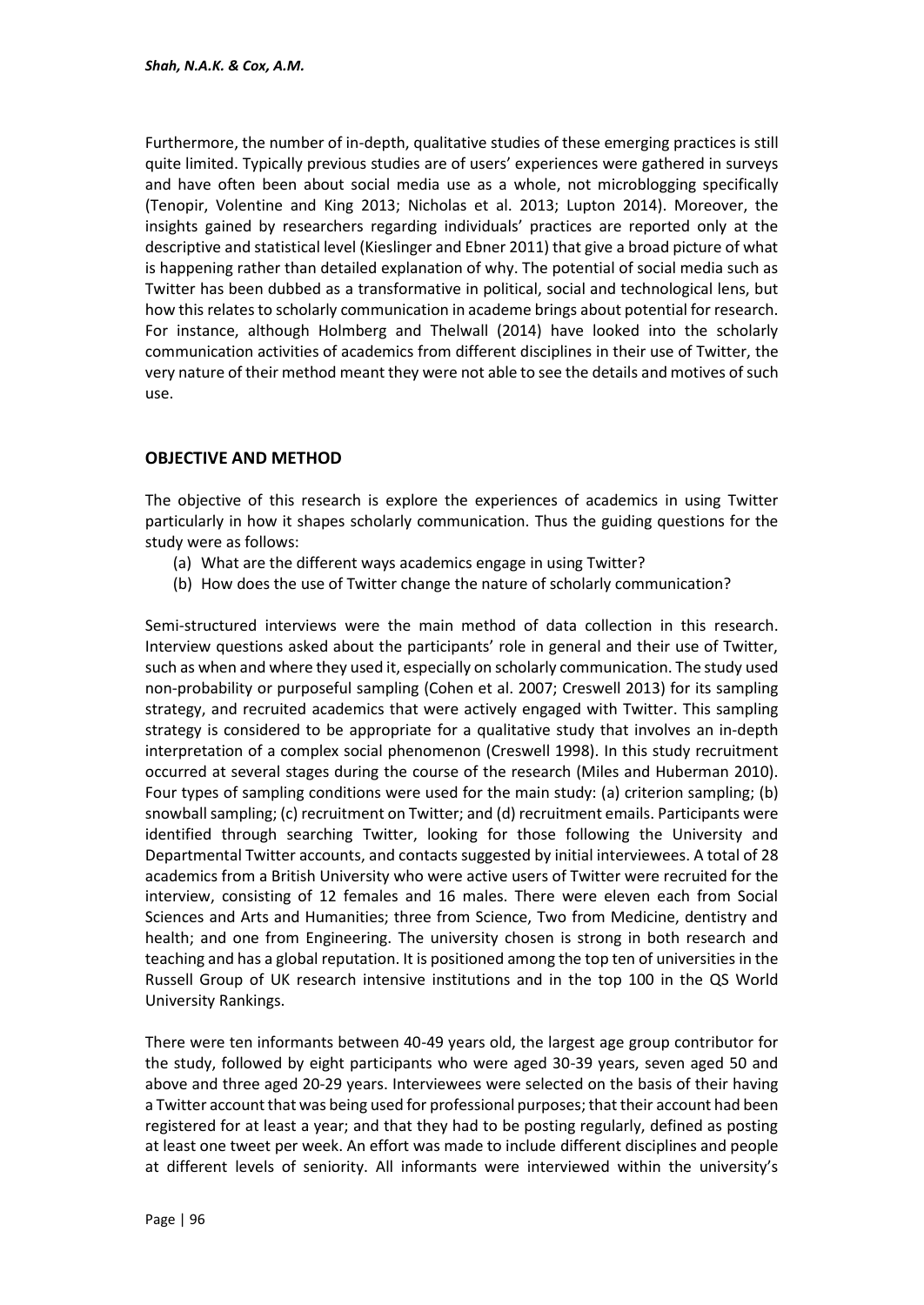Furthermore, the number of in-depth, qualitative studies of these emerging practices is still quite limited. Typically previous studies are of users' experiences were gathered in surveys and have often been about social media use as a whole, not microblogging specifically (Tenopir, Volentine and King 2013; Nicholas et al. 2013; Lupton 2014). Moreover, the insights gained by researchers regarding individuals' practices are reported only at the descriptive and statistical level (Kieslinger and Ebner 2011) that give a broad picture of what is happening rather than detailed explanation of why. The potential of social media such as Twitter has been dubbed as a transformative in political, social and technological lens, but how this relates to scholarly communication in academe brings about potential for research. For instance, although Holmberg and Thelwall (2014) have looked into the scholarly communication activities of academics from different disciplines in their use of Twitter, the very nature of their method meant they were not able to see the details and motives of such use.

## OBJECTIVE AND METHOD

The objective of this research is explore the experiences of academics in using Twitter particularly in how it shapes scholarly communication. Thus the guiding questions for the study were as follows:

(a) What are the different ways academics engage in using Twitter?
(b) How does the use of Twitter change the nature of scholarly communication?

Semi-structured interviews were the main method of data collection in this research. Interview questions asked about the participants' role in general and their use of Twitter, such as when and where they used it, especially on scholarly communication. The study used non-probability or purposeful sampling (Cohen et al. 2007; Creswell 2013) for its sampling strategy, and recruited academics that were actively engaged with Twitter. This sampling strategy is considered to be appropriate for a qualitative study that involves an in-depth interpretation of a complex social phenomenon (Creswell 1998). In this study recruitment occurred at several stages during the course of the research (Miles and Huberman 2010). Four types of sampling conditions were used for the main study: (a) criterion sampling; (b) snowball sampling; (c) recruitment on Twitter; and (d) recruitment emails. Participants were identified through searching Twitter, looking for those following the University and Departmental Twitter accounts, and contacts suggested by initial interviewees. A total of 28 academics from a British University who were active users of Twitter were recruited for the interview, consisting of 12 females and 16 males. There were eleven each from Social Sciences and Arts and Humanities; three from Science, Two from Medicine, dentistry and health; and one from Engineering. The university chosen is strong in both research and teaching and has a global reputation. It is positioned among the top ten of universities in the Russell Group of UK research intensive institutions and in the top 100 in the QS World University Rankings.

There were ten informants between 40-49 years old, the largest age group contributor for the study, followed by eight participants who were aged 30-39 years, seven aged 50 and above and three aged 20-29 years. Interviewees were selected on the basis of their having a Twitter account that was being used for professional purposes; that their account had been registered for at least a year; and that they had to be posting regularly, defined as posting at least one tweet per week. An effort was made to include different disciplines and people at different levels of seniority. All informants were interviewed within the university's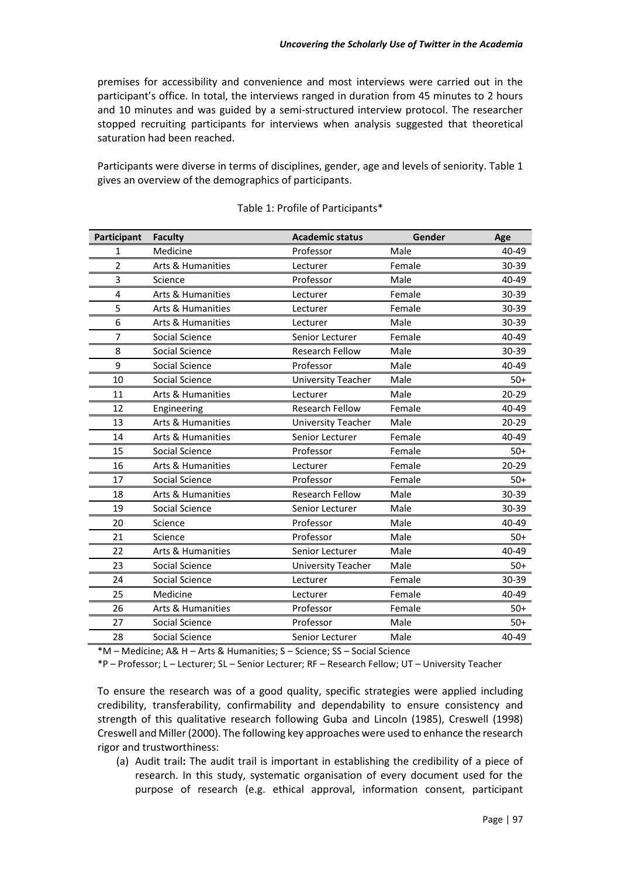premises for accessibility and convenience and most interviews were carried out in the participant's office. In total, the interviews ranged in duration from 45 minutes to 2 hours and 10 minutes and was guided by a semi-structured interview protocol. The researcher stopped recruiting participants for interviews when analysis suggested that theoretical saturation had been reached.

Participants were diverse in terms of disciplines, gender, age and levels of seniority. Table 1 gives an overview of the demographics of participants.

Table 1: Profile of Participants*

| Participant | Faculty | Academic status | Gender | Age |
|---|---|---|---|---|
| 1 | Medicine | Professor | Male | 40-49 |
| 2 | Arts & Humanities | Lecturer | Female | 30-39 |
| 3 | Science | Professor | Male | 40-49 |
| 4 | Arts & Humanities | Lecturer | Female | 30-39 |
| 5 | Arts & Humanities | Lecturer | Female | 30-39 |
| 6 | Arts & Humanities | Lecturer | Male | 30-39 |
| 7 | Social Science | Senior Lecturer | Female | 40-49 |
| 8 | Social Science | Research Fellow | Male | 30-39 |
| 9 | Social Science | Professor | Male | 40-49 |
| 10 | Social Science | University Teacher | Male | 50+ |
| 11 | Arts & Humanities | Lecturer | Male | 20-29 |
| 12 | Engineering | Research Fellow | Female | 40-49 |
| 13 | Arts & Humanities | University Teacher | Male | 20-29 |
| 14 | Arts & Humanities | Senior Lecturer | Female | 40-49 |
| 15 | Social Science | Professor | Female | 50+ |
| 16 | Arts & Humanities | Lecturer | Female | 20-29 |
| 17 | Social Science | Professor | Female | 50+ |
| 18 | Arts & Humanities | Research Fellow | Male | 30-39 |
| 19 | Social Science | Senior Lecturer | Male | 30-39 |
| 20 | Science | Professor | Male | 40-49 |
| 21 | Science | Professor | Male | 50+ |
| 22 | Arts & Humanities | Senior Lecturer | Male | 40-49 |
| 23 | Social Science | University Teacher | Male | 50+ |
| 24 | Social Science | Lecturer | Female | 30-39 |
| 25 | Medicine | Lecturer | Female | 40-49 |
| 26 | Arts & Humanities | Professor | Female | 50+ |
| 27 | Social Science | Professor | Male | 50+ |
| 28 | Social Science | Senior Lecturer | Male | 40-49 |

*M – Medicine; A& H – Arts & Humanities; S – Science; SS – Social Science

*P – Professor; L – Lecturer; SL – Senior Lecturer; RF – Research Fellow; UT – University Teacher

To ensure the research was of a good quality, specific strategies were applied including credibility, transferability, confirmability and dependability to ensure consistency and strength of this qualitative research following Guba and Lincoln (1985), Creswell (1998) Creswell and Miller (2000). The following key approaches were used to enhance the research rigor and trustworthiness:

(a) Audit trail**:** The audit trail is important in establishing the credibility of a piece of research. In this study, systematic organisation of every document used for the purpose of research (e.g. ethical approval, information consent, participant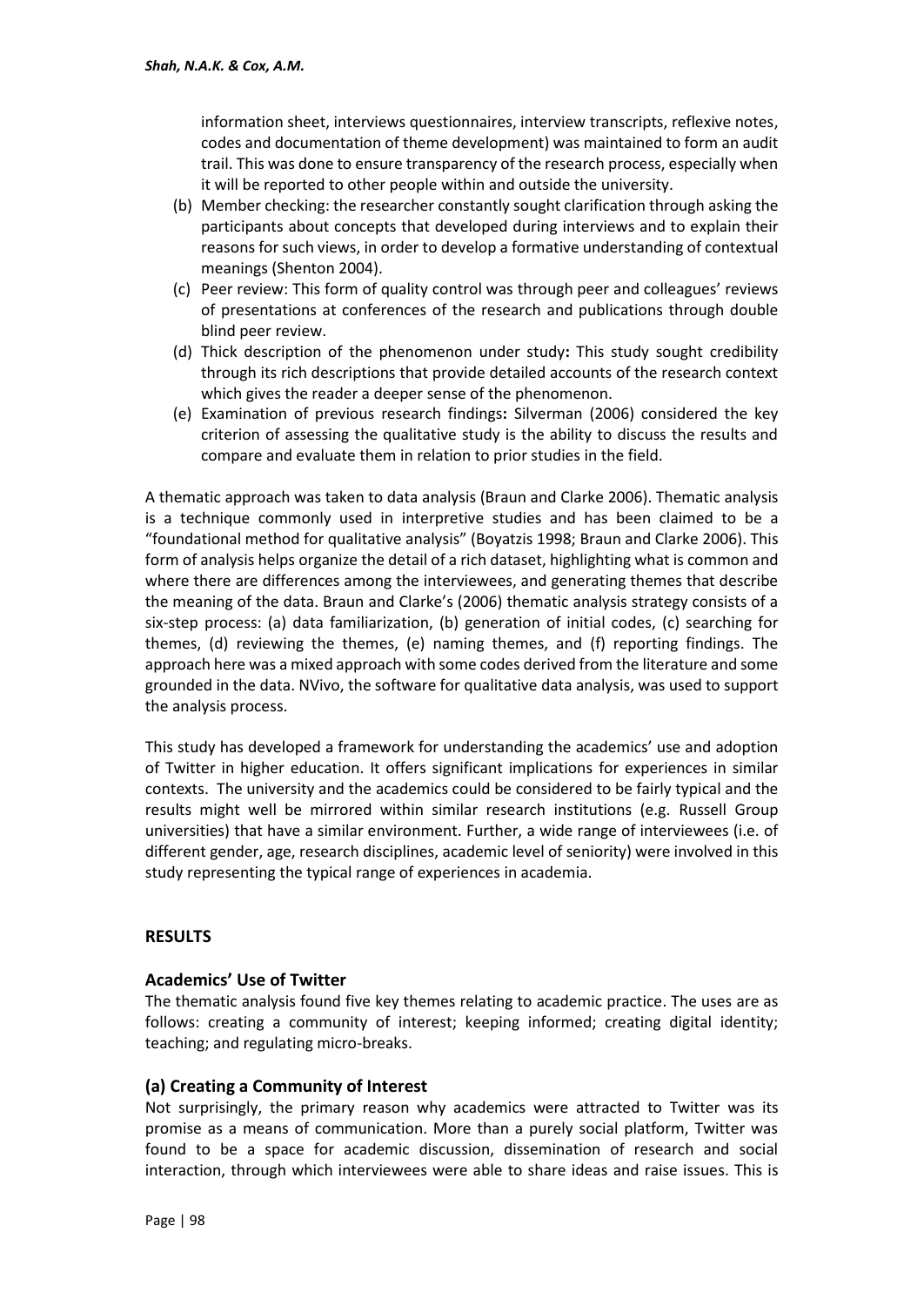information sheet, interviews questionnaires, interview transcripts, reflexive notes, codes and documentation of theme development) was maintained to form an audit trail. This was done to ensure transparency of the research process, especially when it will be reported to other people within and outside the university.

(b) Member checking: the researcher constantly sought clarification through asking the participants about concepts that developed during interviews and to explain their reasons for such views, in order to develop a formative understanding of contextual meanings (Shenton 2004).

(c) Peer review: This form of quality control was through peer and colleagues' reviews of presentations at conferences of the research and publications through double blind peer review.

(d) Thick description of the phenomenon under study**:** This study sought credibility through its rich descriptions that provide detailed accounts of the research context which gives the reader a deeper sense of the phenomenon.

(e) Examination of previous research findings**:** Silverman (2006) considered the key criterion of assessing the qualitative study is the ability to discuss the results and compare and evaluate them in relation to prior studies in the field.

A thematic approach was taken to data analysis (Braun and Clarke 2006). Thematic analysis is a technique commonly used in interpretive studies and has been claimed to be a "foundational method for qualitative analysis" (Boyatzis 1998; Braun and Clarke 2006). This form of analysis helps organize the detail of a rich dataset, highlighting what is common and where there are differences among the interviewees, and generating themes that describe the meaning of the data. Braun and Clarke's (2006) thematic analysis strategy consists of a six-step process: (a) data familiarization, (b) generation of initial codes, (c) searching for themes, (d) reviewing the themes, (e) naming themes, and (f) reporting findings. The approach here was a mixed approach with some codes derived from the literature and some grounded in the data. NVivo, the software for qualitative data analysis, was used to support the analysis process.

This study has developed a framework for understanding the academics' use and adoption of Twitter in higher education. It offers significant implications for experiences in similar contexts. The university and the academics could be considered to be fairly typical and the results might well be mirrored within similar research institutions (e.g. Russell Group universities) that have a similar environment. Further, a wide range of interviewees (i.e. of different gender, age, research disciplines, academic level of seniority) were involved in this study representing the typical range of experiences in academia.

## RESULTS

### Academics' Use of Twitter

The thematic analysis found five key themes relating to academic practice. The uses are as follows: creating a community of interest; keeping informed; creating digital identity; teaching; and regulating micro-breaks.

### (a) Creating a Community of Interest

Not surprisingly, the primary reason why academics were attracted to Twitter was its promise as a means of communication. More than a purely social platform, Twitter was found to be a space for academic discussion, dissemination of research and social interaction, through which interviewees were able to share ideas and raise issues. This is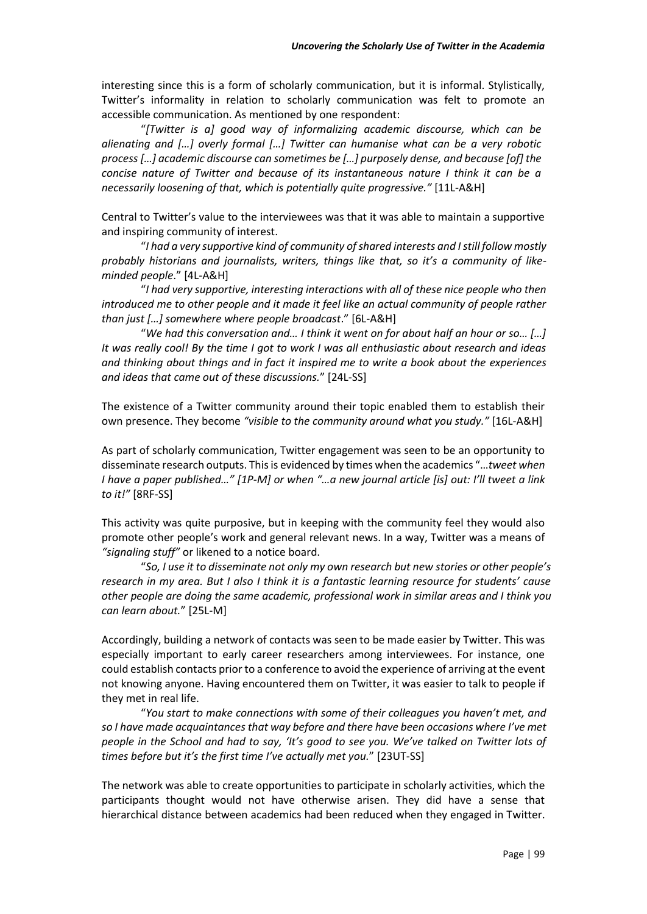interesting since this is a form of scholarly communication, but it is informal. Stylistically, Twitter's informality in relation to scholarly communication was felt to promote an accessible communication. As mentioned by one respondent:

"*[Twitter is a] good way of informalizing academic discourse, which can be alienating and […] overly formal […] Twitter can humanise what can be a very robotic process […] academic discourse can sometimes be […] purposely dense, and because [of] the concise nature of Twitter and because of its instantaneous nature I think it can be a necessarily loosening of that, which is potentially quite progressive."* [11L-A&H]

Central to Twitter's value to the interviewees was that it was able to maintain a supportive and inspiring community of interest.

"*I had a very supportive kind of community of shared interests and I still follow mostly probably historians and journalists, writers, things like that, so it's a community of like-minded people*." [4L-A&H]

"*I had very supportive, interesting interactions with all of these nice people who then introduced me to other people and it made it feel like an actual community of people rather than just […] somewhere where people broadcast*." [6L-A&H]

"*We had this conversation and… I think it went on for about half an hour or so… […] It was really cool! By the time I got to work I was all enthusiastic about research and ideas and thinking about things and in fact it inspired me to write a book about the experiences and ideas that came out of these discussions.*" [24L-SS]

The existence of a Twitter community around their topic enabled them to establish their own presence. They become *"visible to the community around what you study."* [16L-A&H]

As part of scholarly communication, Twitter engagement was seen to be an opportunity to disseminate research outputs. This is evidenced by times when the academics "…*tweet when I have a paper published…" [1P-M] or when "…a new journal article [is] out: I'll tweet a link to it!"* [8RF-SS]

This activity was quite purposive, but in keeping with the community feel they would also promote other people's work and general relevant news. In a way, Twitter was a means of *"signaling stuff"* or likened to a notice board.

"*So, I use it to disseminate not only my own research but new stories or other people's research in my area. But I also I think it is a fantastic learning resource for students' cause other people are doing the same academic, professional work in similar areas and I think you can learn about.*" [25L-M]

Accordingly, building a network of contacts was seen to be made easier by Twitter. This was especially important to early career researchers among interviewees. For instance, one could establish contacts prior to a conference to avoid the experience of arriving at the event not knowing anyone. Having encountered them on Twitter, it was easier to talk to people if they met in real life.

"*You start to make connections with some of their colleagues you haven't met, and so I have made acquaintances that way before and there have been occasions where I've met people in the School and had to say, 'It's good to see you. We've talked on Twitter lots of times before but it's the first time I've actually met you.*" [23UT-SS]

The network was able to create opportunities to participate in scholarly activities, which the participants thought would not have otherwise arisen. They did have a sense that hierarchical distance between academics had been reduced when they engaged in Twitter.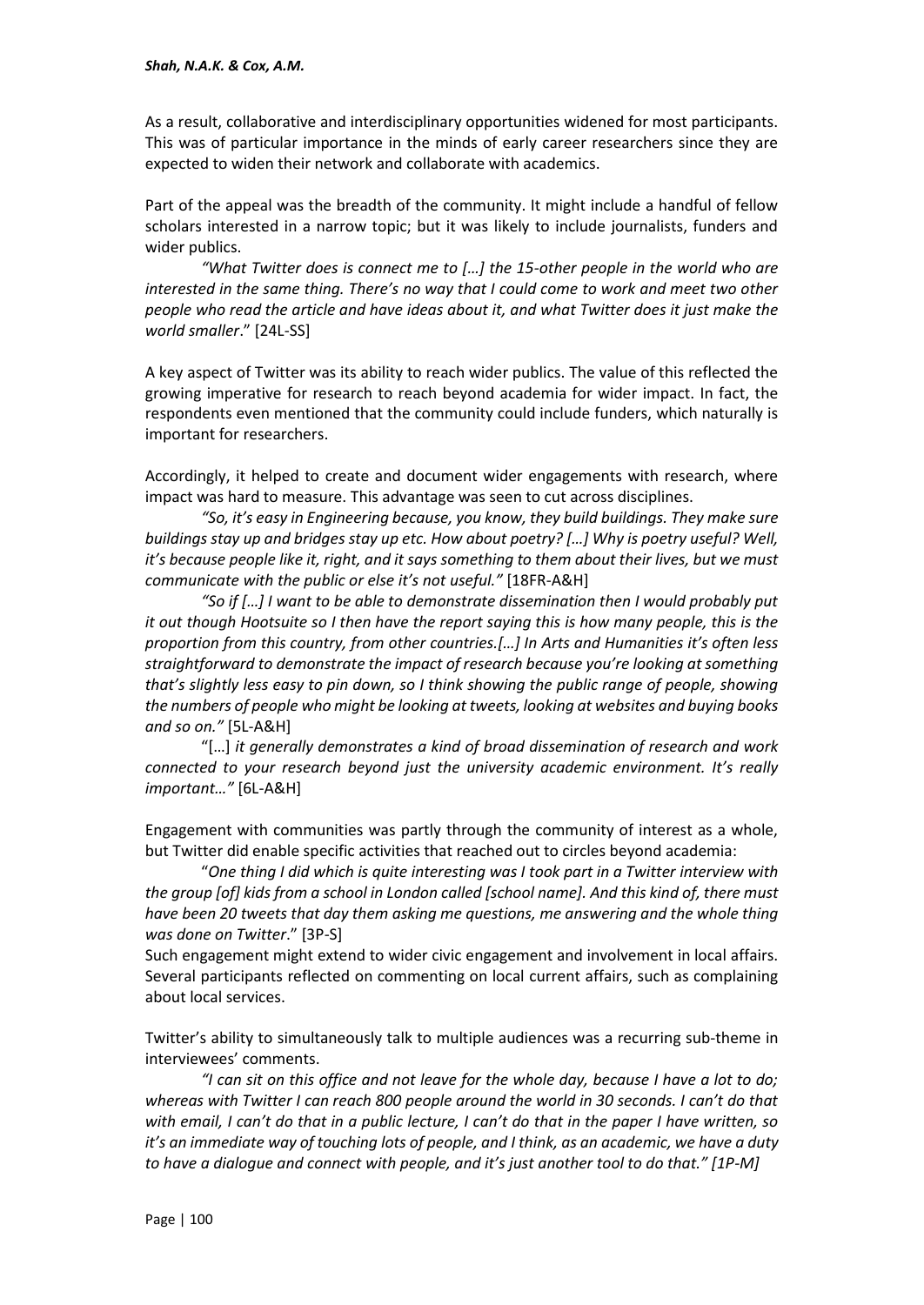As a result, collaborative and interdisciplinary opportunities widened for most participants. This was of particular importance in the minds of early career researchers since they are expected to widen their network and collaborate with academics.

Part of the appeal was the breadth of the community. It might include a handful of fellow scholars interested in a narrow topic; but it was likely to include journalists, funders and wider publics.

> *"What Twitter does is connect me to […] the 15-other people in the world who are interested in the same thing. There's no way that I could come to work and meet two other people who read the article and have ideas about it, and what Twitter does it just make the world smaller*." [24L-SS]

A key aspect of Twitter was its ability to reach wider publics. The value of this reflected the growing imperative for research to reach beyond academia for wider impact. In fact, the respondents even mentioned that the community could include funders, which naturally is important for researchers.

Accordingly, it helped to create and document wider engagements with research, where impact was hard to measure. This advantage was seen to cut across disciplines.

> *"So, it's easy in Engineering because, you know, they build buildings. They make sure buildings stay up and bridges stay up etc. How about poetry? […] Why is poetry useful? Well, it's because people like it, right, and it says something to them about their lives, but we must communicate with the public or else it's not useful."* [18FR-A&H]

> *"So if […] I want to be able to demonstrate dissemination then I would probably put it out though Hootsuite so I then have the report saying this is how many people, this is the proportion from this country, from other countries.[…] In Arts and Humanities it's often less straightforward to demonstrate the impact of research because you're looking at something that's slightly less easy to pin down, so I think showing the public range of people, showing the numbers of people who might be looking at tweets, looking at websites and buying books and so on."* [5L-A&H]

> "[…] *it generally demonstrates a kind of broad dissemination of research and work connected to your research beyond just the university academic environment. It's really important…"* [6L-A&H]

Engagement with communities was partly through the community of interest as a whole, but Twitter did enable specific activities that reached out to circles beyond academia:

> "*One thing I did which is quite interesting was I took part in a Twitter interview with the group [of] kids from a school in London called [school name]. And this kind of, there must have been 20 tweets that day them asking me questions, me answering and the whole thing was done on Twitter*." [3P-S]

Such engagement might extend to wider civic engagement and involvement in local affairs. Several participants reflected on commenting on local current affairs, such as complaining about local services.

Twitter's ability to simultaneously talk to multiple audiences was a recurring sub-theme in interviewees' comments.

> *"I can sit on this office and not leave for the whole day, because I have a lot to do; whereas with Twitter I can reach 800 people around the world in 30 seconds. I can't do that with email, I can't do that in a public lecture, I can't do that in the paper I have written, so it's an immediate way of touching lots of people, and I think, as an academic, we have a duty to have a dialogue and connect with people, and it's just another tool to do that." [1P-M]*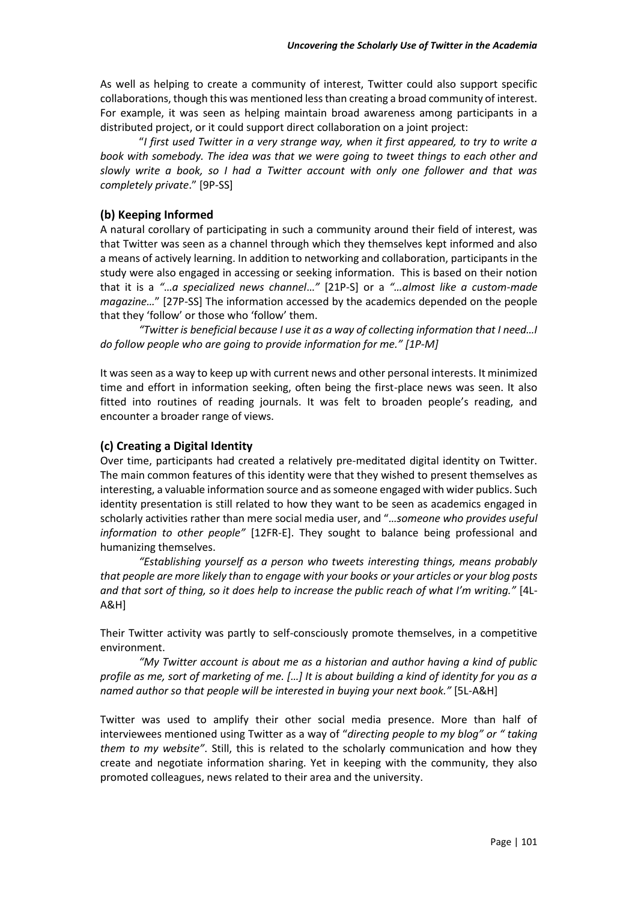As well as helping to create a community of interest, Twitter could also support specific collaborations, though this was mentioned less than creating a broad community of interest. For example, it was seen as helping maintain broad awareness among participants in a distributed project, or it could support direct collaboration on a joint project:

"*I first used Twitter in a very strange way, when it first appeared, to try to write a book with somebody. The idea was that we were going to tweet things to each other and slowly write a book, so I had a Twitter account with only one follower and that was completely private*." [9P-SS]

### (b) Keeping Informed

A natural corollary of participating in such a community around their field of interest, was that Twitter was seen as a channel through which they themselves kept informed and also a means of actively learning. In addition to networking and collaboration, participants in the study were also engaged in accessing or seeking information. This is based on their notion that it is a *"…a specialized news channel…"* [21P-S] or a *"…almost like a custom-made magazine…*" [27P-SS] The information accessed by the academics depended on the people that they 'follow' or those who 'follow' them.

*"Twitter is beneficial because I use it as a way of collecting information that I need…I do follow people who are going to provide information for me." [1P-M]*

It was seen as a way to keep up with current news and other personal interests. It minimized time and effort in information seeking, often being the first-place news was seen. It also fitted into routines of reading journals. It was felt to broaden people's reading, and encounter a broader range of views.

### (c) Creating a Digital Identity

Over time, participants had created a relatively pre-meditated digital identity on Twitter. The main common features of this identity were that they wished to present themselves as interesting, a valuable information source and as someone engaged with wider publics. Such identity presentation is still related to how they want to be seen as academics engaged in scholarly activities rather than mere social media user, and "*…someone who provides useful information to other people"* [12FR-E]. They sought to balance being professional and humanizing themselves.

*"Establishing yourself as a person who tweets interesting things, means probably that people are more likely than to engage with your books or your articles or your blog posts and that sort of thing, so it does help to increase the public reach of what I'm writing."* [4L-A&H]

Their Twitter activity was partly to self-consciously promote themselves, in a competitive environment.

*"My Twitter account is about me as a historian and author having a kind of public profile as me, sort of marketing of me. […] It is about building a kind of identity for you as a named author so that people will be interested in buying your next book."* [5L-A&H]

Twitter was used to amplify their other social media presence. More than half of interviewees mentioned using Twitter as a way of "*directing people to my blog" or " taking them to my website"*. Still, this is related to the scholarly communication and how they create and negotiate information sharing. Yet in keeping with the community, they also promoted colleagues, news related to their area and the university.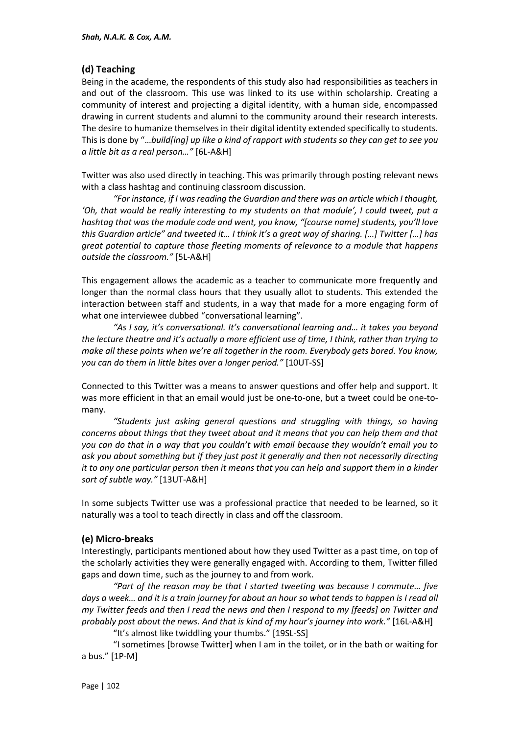### (d) Teaching

Being in the academe, the respondents of this study also had responsibilities as teachers in and out of the classroom. This use was linked to its use within scholarship. Creating a community of interest and projecting a digital identity, with a human side, encompassed drawing in current students and alumni to the community around their research interests. The desire to humanize themselves in their digital identity extended specifically to students. This is done by "…*build[ing] up like a kind of rapport with students so they can get to see you a little bit as a real person…"* [6L-A&H]

Twitter was also used directly in teaching. This was primarily through posting relevant news with a class hashtag and continuing classroom discussion.

*"For instance, if I was reading the Guardian and there was an article which I thought, 'Oh, that would be really interesting to my students on that module', I could tweet, put a hashtag that was the module code and went, you know, "[course name] students, you'll love this Guardian article" and tweeted it… I think it's a great way of sharing. […] Twitter […] has great potential to capture those fleeting moments of relevance to a module that happens outside the classroom."* [5L-A&H]

This engagement allows the academic as a teacher to communicate more frequently and longer than the normal class hours that they usually allot to students. This extended the interaction between staff and students, in a way that made for a more engaging form of what one interviewee dubbed "conversational learning".

*"As I say, it's conversational. It's conversational learning and… it takes you beyond the lecture theatre and it's actually a more efficient use of time, I think, rather than trying to make all these points when we're all together in the room. Everybody gets bored. You know, you can do them in little bites over a longer period."* [10UT-SS]

Connected to this Twitter was a means to answer questions and offer help and support. It was more efficient in that an email would just be one-to-one, but a tweet could be one-to-many.

*"Students just asking general questions and struggling with things, so having concerns about things that they tweet about and it means that you can help them and that you can do that in a way that you couldn't with email because they wouldn't email you to ask you about something but if they just post it generally and then not necessarily directing it to any one particular person then it means that you can help and support them in a kinder sort of subtle way."* [13UT-A&H]

In some subjects Twitter use was a professional practice that needed to be learned, so it naturally was a tool to teach directly in class and off the classroom.

### (e) Micro-breaks

Interestingly, participants mentioned about how they used Twitter as a past time, on top of the scholarly activities they were generally engaged with. According to them, Twitter filled gaps and down time, such as the journey to and from work.

*"Part of the reason may be that I started tweeting was because I commute… five days a week… and it is a train journey for about an hour so what tends to happen is I read all my Twitter feeds and then I read the news and then I respond to my [feeds] on Twitter and probably post about the news. And that is kind of my hour's journey into work."* [16L-A&H]

"It's almost like twiddling your thumbs." [19SL-SS]

"I sometimes [browse Twitter] when I am in the toilet, or in the bath or waiting for a bus." [1P-M]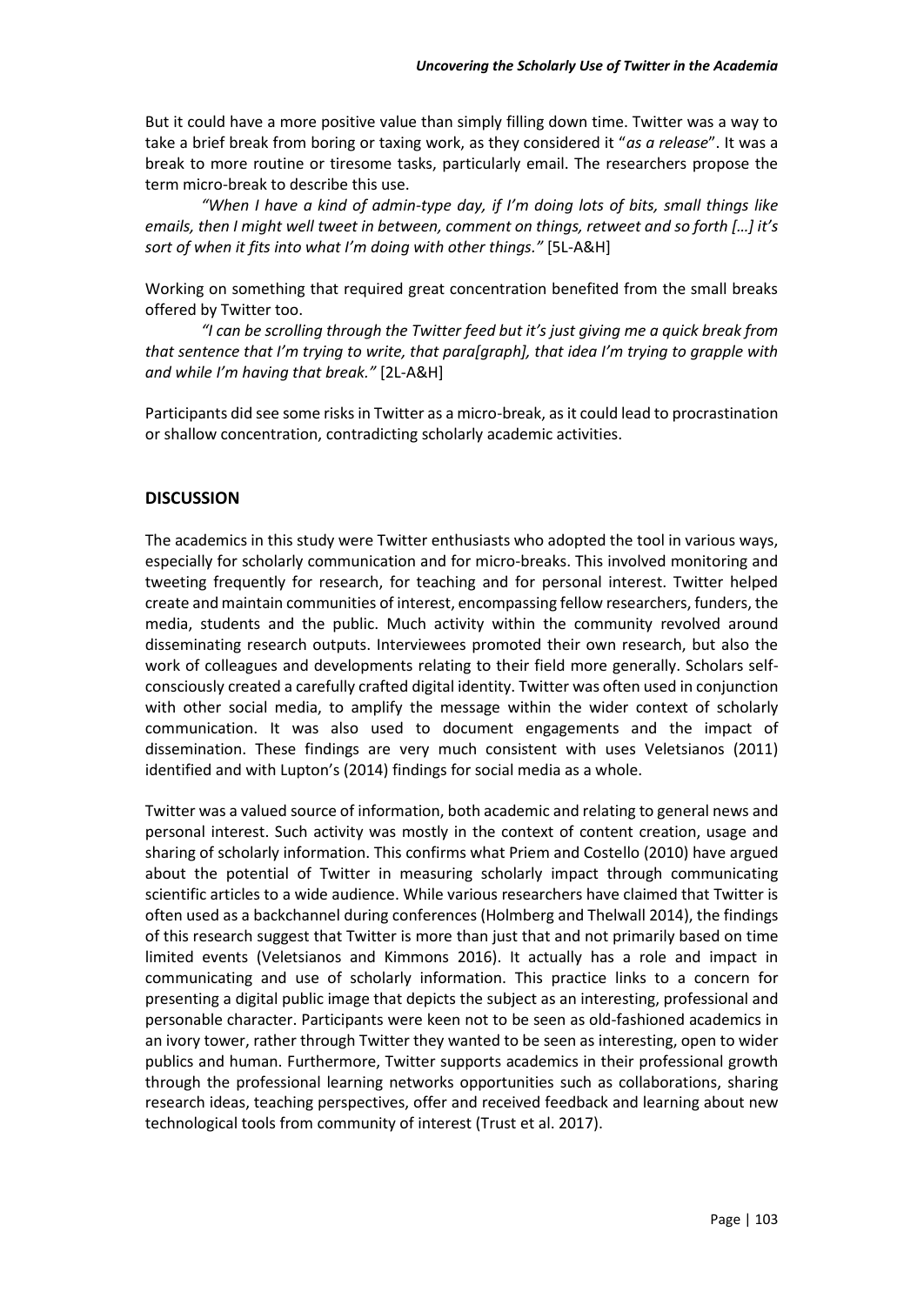But it could have a more positive value than simply filling down time. Twitter was a way to take a brief break from boring or taxing work, as they considered it "*as a release*". It was a break to more routine or tiresome tasks, particularly email. The researchers propose the term micro-break to describe this use.

> *"When I have a kind of admin-type day, if I'm doing lots of bits, small things like emails, then I might well tweet in between, comment on things, retweet and so forth […] it's sort of when it fits into what I'm doing with other things."* [5L-A&H]

Working on something that required great concentration benefited from the small breaks offered by Twitter too.

> *"I can be scrolling through the Twitter feed but it's just giving me a quick break from that sentence that I'm trying to write, that para[graph], that idea I'm trying to grapple with and while I'm having that break."* [2L-A&H]

Participants did see some risks in Twitter as a micro-break, as it could lead to procrastination or shallow concentration, contradicting scholarly academic activities.

## DISCUSSION

The academics in this study were Twitter enthusiasts who adopted the tool in various ways, especially for scholarly communication and for micro-breaks. This involved monitoring and tweeting frequently for research, for teaching and for personal interest. Twitter helped create and maintain communities of interest, encompassing fellow researchers, funders, the media, students and the public. Much activity within the community revolved around disseminating research outputs. Interviewees promoted their own research, but also the work of colleagues and developments relating to their field more generally. Scholars self-consciously created a carefully crafted digital identity. Twitter was often used in conjunction with other social media, to amplify the message within the wider context of scholarly communication. It was also used to document engagements and the impact of dissemination. These findings are very much consistent with uses Veletsianos (2011) identified and with Lupton's (2014) findings for social media as a whole.

Twitter was a valued source of information, both academic and relating to general news and personal interest. Such activity was mostly in the context of content creation, usage and sharing of scholarly information. This confirms what Priem and Costello (2010) have argued about the potential of Twitter in measuring scholarly impact through communicating scientific articles to a wide audience. While various researchers have claimed that Twitter is often used as a backchannel during conferences (Holmberg and Thelwall 2014), the findings of this research suggest that Twitter is more than just that and not primarily based on time limited events (Veletsianos and Kimmons 2016). It actually has a role and impact in communicating and use of scholarly information. This practice links to a concern for presenting a digital public image that depicts the subject as an interesting, professional and personable character. Participants were keen not to be seen as old-fashioned academics in an ivory tower, rather through Twitter they wanted to be seen as interesting, open to wider publics and human. Furthermore, Twitter supports academics in their professional growth through the professional learning networks opportunities such as collaborations, sharing research ideas, teaching perspectives, offer and received feedback and learning about new technological tools from community of interest (Trust et al. 2017).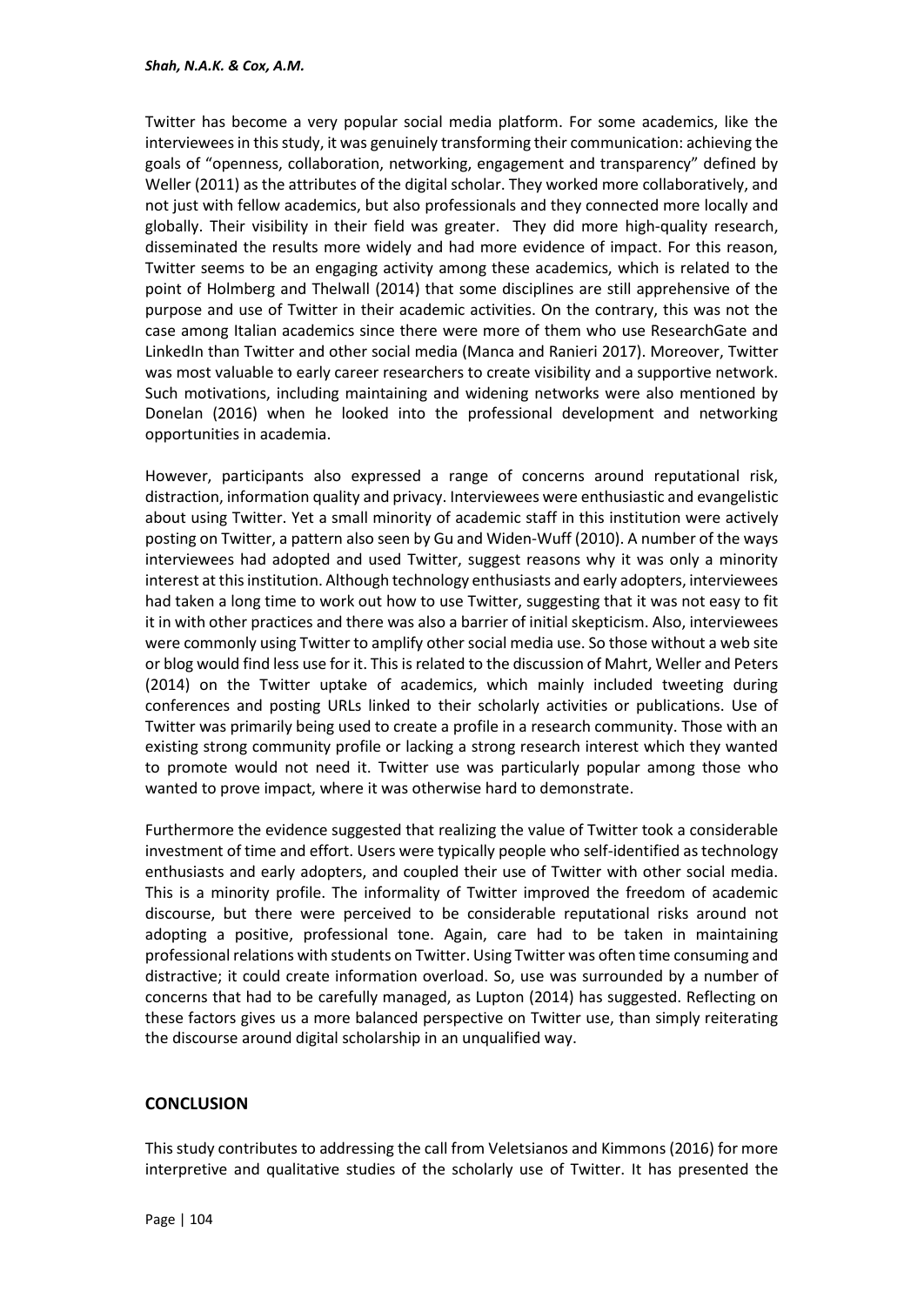Twitter has become a very popular social media platform. For some academics, like the interviewees in this study, it was genuinely transforming their communication: achieving the goals of "openness, collaboration, networking, engagement and transparency" defined by Weller (2011) as the attributes of the digital scholar. They worked more collaboratively, and not just with fellow academics, but also professionals and they connected more locally and globally. Their visibility in their field was greater. They did more high-quality research, disseminated the results more widely and had more evidence of impact. For this reason, Twitter seems to be an engaging activity among these academics, which is related to the point of Holmberg and Thelwall (2014) that some disciplines are still apprehensive of the purpose and use of Twitter in their academic activities. On the contrary, this was not the case among Italian academics since there were more of them who use ResearchGate and LinkedIn than Twitter and other social media (Manca and Ranieri 2017). Moreover, Twitter was most valuable to early career researchers to create visibility and a supportive network. Such motivations, including maintaining and widening networks were also mentioned by Donelan (2016) when he looked into the professional development and networking opportunities in academia.

However, participants also expressed a range of concerns around reputational risk, distraction, information quality and privacy. Interviewees were enthusiastic and evangelistic about using Twitter. Yet a small minority of academic staff in this institution were actively posting on Twitter, a pattern also seen by Gu and Widen-Wuff (2010). A number of the ways interviewees had adopted and used Twitter, suggest reasons why it was only a minority interest at this institution. Although technology enthusiasts and early adopters, interviewees had taken a long time to work out how to use Twitter, suggesting that it was not easy to fit it in with other practices and there was also a barrier of initial skepticism. Also, interviewees were commonly using Twitter to amplify other social media use. So those without a web site or blog would find less use for it. This is related to the discussion of Mahrt, Weller and Peters (2014) on the Twitter uptake of academics, which mainly included tweeting during conferences and posting URLs linked to their scholarly activities or publications. Use of Twitter was primarily being used to create a profile in a research community. Those with an existing strong community profile or lacking a strong research interest which they wanted to promote would not need it. Twitter use was particularly popular among those who wanted to prove impact, where it was otherwise hard to demonstrate.

Furthermore the evidence suggested that realizing the value of Twitter took a considerable investment of time and effort. Users were typically people who self-identified as technology enthusiasts and early adopters, and coupled their use of Twitter with other social media. This is a minority profile. The informality of Twitter improved the freedom of academic discourse, but there were perceived to be considerable reputational risks around not adopting a positive, professional tone. Again, care had to be taken in maintaining professional relations with students on Twitter. Using Twitter was often time consuming and distractive; it could create information overload. So, use was surrounded by a number of concerns that had to be carefully managed, as Lupton (2014) has suggested. Reflecting on these factors gives us a more balanced perspective on Twitter use, than simply reiterating the discourse around digital scholarship in an unqualified way.

## CONCLUSION

This study contributes to addressing the call from Veletsianos and Kimmons (2016) for more interpretive and qualitative studies of the scholarly use of Twitter. It has presented the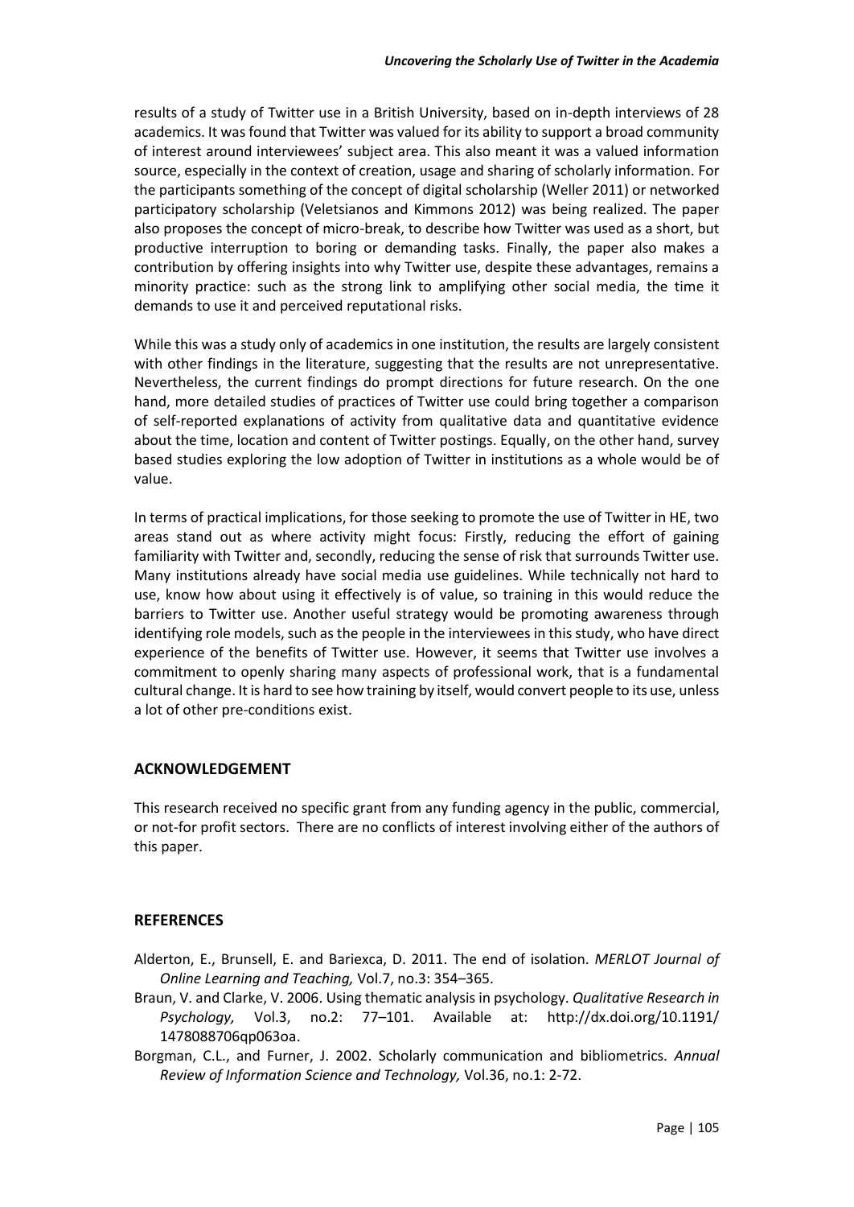results of a study of Twitter use in a British University, based on in-depth interviews of 28 academics. It was found that Twitter was valued for its ability to support a broad community of interest around interviewees' subject area. This also meant it was a valued information source, especially in the context of creation, usage and sharing of scholarly information. For the participants something of the concept of digital scholarship (Weller 2011) or networked participatory scholarship (Veletsianos and Kimmons 2012) was being realized. The paper also proposes the concept of micro-break, to describe how Twitter was used as a short, but productive interruption to boring or demanding tasks. Finally, the paper also makes a contribution by offering insights into why Twitter use, despite these advantages, remains a minority practice: such as the strong link to amplifying other social media, the time it demands to use it and perceived reputational risks.

While this was a study only of academics in one institution, the results are largely consistent with other findings in the literature, suggesting that the results are not unrepresentative. Nevertheless, the current findings do prompt directions for future research. On the one hand, more detailed studies of practices of Twitter use could bring together a comparison of self-reported explanations of activity from qualitative data and quantitative evidence about the time, location and content of Twitter postings. Equally, on the other hand, survey based studies exploring the low adoption of Twitter in institutions as a whole would be of value.

In terms of practical implications, for those seeking to promote the use of Twitter in HE, two areas stand out as where activity might focus: Firstly, reducing the effort of gaining familiarity with Twitter and, secondly, reducing the sense of risk that surrounds Twitter use. Many institutions already have social media use guidelines. While technically not hard to use, know how about using it effectively is of value, so training in this would reduce the barriers to Twitter use. Another useful strategy would be promoting awareness through identifying role models, such as the people in the interviewees in this study, who have direct experience of the benefits of Twitter use. However, it seems that Twitter use involves a commitment to openly sharing many aspects of professional work, that is a fundamental cultural change. It is hard to see how training by itself, would convert people to its use, unless a lot of other pre-conditions exist.

## ACKNOWLEDGEMENT

This research received no specific grant from any funding agency in the public, commercial, or not-for profit sectors. There are no conflicts of interest involving either of the authors of this paper.

## REFERENCES

Alderton, E., Brunsell, E. and Bariexca, D. 2011. The end of isolation. *MERLOT Journal of Online Learning and Teaching,* Vol.7, no.3: 354–365.

Braun, V. and Clarke, V. 2006. Using thematic analysis in psychology. *Qualitative Research in Psychology,* Vol.3, no.2: 77–101. Available at: http://dx.doi.org/10.1191/1478088706qp063oa.

Borgman, C.L., and Furner, J. 2002. Scholarly communication and bibliometrics. *Annual Review of Information Science and Technology,* Vol.36, no.1: 2-72.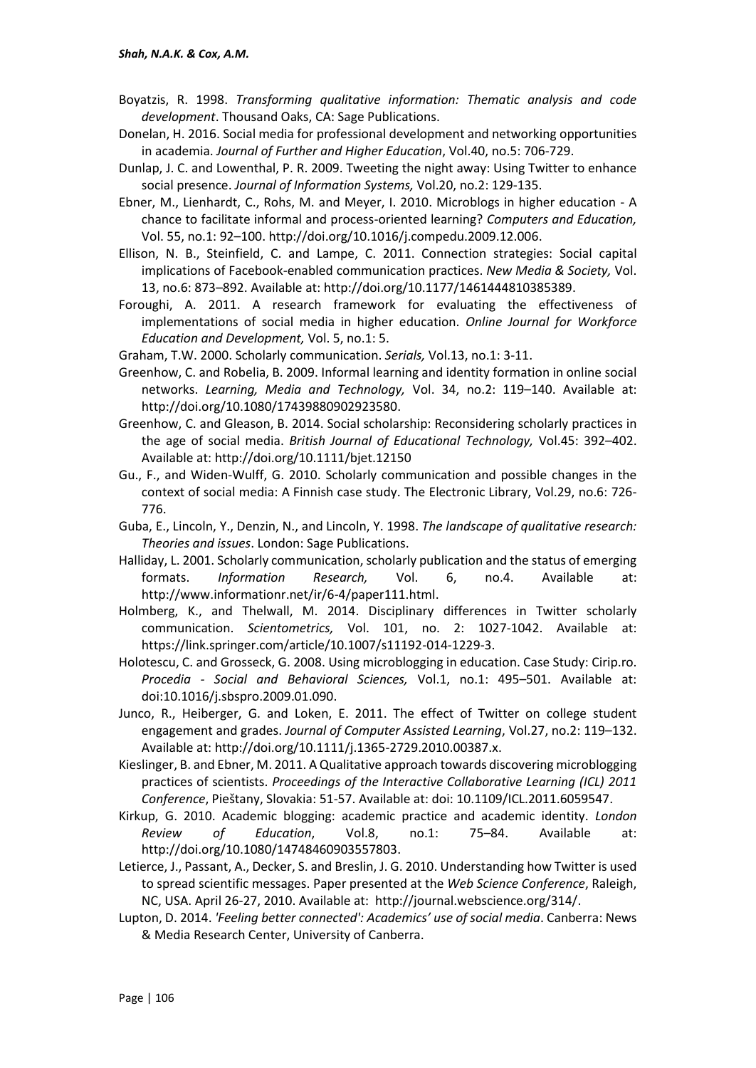Boyatzis, R. 1998. *Transforming qualitative information: Thematic analysis and code development*. Thousand Oaks, CA: Sage Publications.

Donelan, H. 2016. Social media for professional development and networking opportunities in academia. *Journal of Further and Higher Education*, Vol.40, no.5: 706-729.

Dunlap, J. C. and Lowenthal, P. R. 2009. Tweeting the night away: Using Twitter to enhance social presence. *Journal of Information Systems,* Vol.20, no.2: 129-135.

Ebner, M., Lienhardt, C., Rohs, M. and Meyer, I. 2010. Microblogs in higher education - A chance to facilitate informal and process-oriented learning? *Computers and Education,* Vol. 55, no.1: 92–100. http://doi.org/10.1016/j.compedu.2009.12.006.

Ellison, N. B., Steinfield, C. and Lampe, C. 2011. Connection strategies: Social capital implications of Facebook-enabled communication practices. *New Media & Society,* Vol. 13, no.6: 873–892. Available at: http://doi.org/10.1177/1461444810385389.

Foroughi, A. 2011. A research framework for evaluating the effectiveness of implementations of social media in higher education. *Online Journal for Workforce Education and Development,* Vol. 5, no.1: 5.

Graham, T.W. 2000. Scholarly communication. *Serials,* Vol.13, no.1: 3-11.

Greenhow, C. and Robelia, B. 2009. Informal learning and identity formation in online social networks. *Learning, Media and Technology,* Vol. 34, no.2: 119–140. Available at: http://doi.org/10.1080/17439880902923580.

Greenhow, C. and Gleason, B. 2014. Social scholarship: Reconsidering scholarly practices in the age of social media. *British Journal of Educational Technology,* Vol.45: 392–402. Available at: http://doi.org/10.1111/bjet.12150

Gu., F., and Widen-Wulff, G. 2010. Scholarly communication and possible changes in the context of social media: A Finnish case study. The Electronic Library, Vol.29, no.6: 726-776.

Guba, E., Lincoln, Y., Denzin, N., and Lincoln, Y. 1998. *The landscape of qualitative research: Theories and issues*. London: Sage Publications.

Halliday, L. 2001. Scholarly communication, scholarly publication and the status of emerging formats. *Information Research,* Vol. 6, no.4. Available at: http://www.informationr.net/ir/6-4/paper111.html.

Holmberg, K., and Thelwall, M. 2014. Disciplinary differences in Twitter scholarly communication. *Scientometrics,* Vol. 101, no. 2: 1027-1042. Available at: https://link.springer.com/article/10.1007/s11192-014-1229-3.

Holotescu, C. and Grosseck, G. 2008. Using microblogging in education. Case Study: Cirip.ro. *Procedia - Social and Behavioral Sciences,* Vol.1, no.1: 495–501. Available at: doi:10.1016/j.sbspro.2009.01.090.

Junco, R., Heiberger, G. and Loken, E. 2011. The effect of Twitter on college student engagement and grades. *Journal of Computer Assisted Learning*, Vol.27, no.2: 119–132. Available at: http://doi.org/10.1111/j.1365-2729.2010.00387.x.

Kieslinger, B. and Ebner, M. 2011. A Qualitative approach towards discovering microblogging practices of scientists. *Proceedings of the Interactive Collaborative Learning (ICL) 2011 Conference*, Pieštany, Slovakia: 51-57. Available at: doi: 10.1109/ICL.2011.6059547.

Kirkup, G. 2010. Academic blogging: academic practice and academic identity. *London Review of Education*, Vol.8, no.1: 75–84. Available at: http://doi.org/10.1080/14748460903557803.

Letierce, J., Passant, A., Decker, S. and Breslin, J. G. 2010. Understanding how Twitter is used to spread scientific messages. Paper presented at the *Web Science Conference*, Raleigh, NC, USA. April 26-27, 2010. Available at: http://journal.webscience.org/314/.

Lupton, D. 2014. *'Feeling better connected': Academics' use of social media*. Canberra: News & Media Research Center, University of Canberra.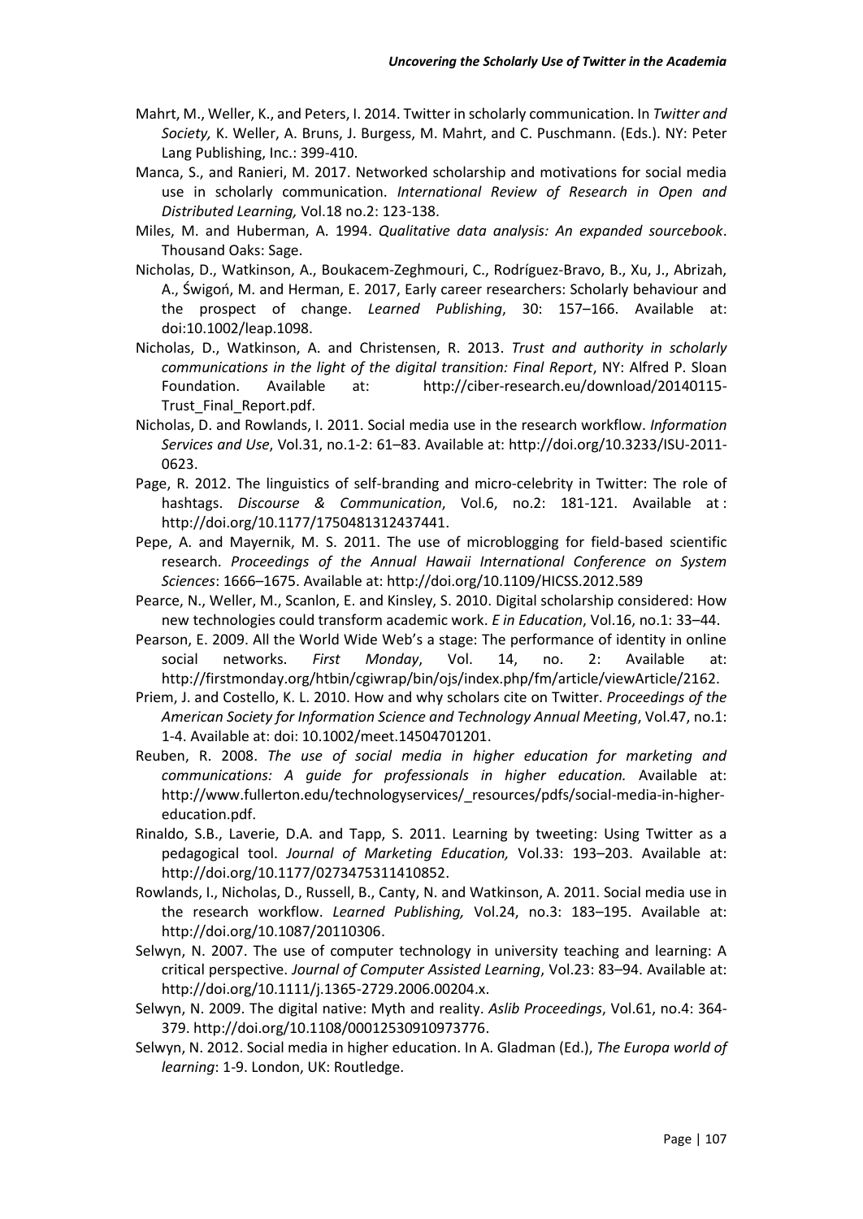Mahrt, M., Weller, K., and Peters, I. 2014. Twitter in scholarly communication. In *Twitter and Society,* K. Weller, A. Bruns, J. Burgess, M. Mahrt, and C. Puschmann. (Eds.). NY: Peter Lang Publishing, Inc.: 399-410.

Manca, S., and Ranieri, M. 2017. Networked scholarship and motivations for social media use in scholarly communication. *International Review of Research in Open and Distributed Learning,* Vol.18 no.2: 123-138.

Miles, M. and Huberman, A. 1994. *Qualitative data analysis: An expanded sourcebook*. Thousand Oaks: Sage.

Nicholas, D., Watkinson, A., Boukacem-Zeghmouri, C., Rodríguez-Bravo, B., Xu, J., Abrizah, A., Świgoń, M. and Herman, E. 2017, Early career researchers: Scholarly behaviour and the prospect of change. *Learned Publishing*, 30: 157–166. Available at: doi:10.1002/leap.1098.

Nicholas, D., Watkinson, A. and Christensen, R. 2013. *Trust and authority in scholarly communications in the light of the digital transition: Final Report*, NY: Alfred P. Sloan Foundation. Available at: http://ciber-research.eu/download/20140115-Trust_Final_Report.pdf.

Nicholas, D. and Rowlands, I. 2011. Social media use in the research workflow. *Information Services and Use*, Vol.31, no.1-2: 61–83. Available at: http://doi.org/10.3233/ISU-2011-0623.

Page, R. 2012. The linguistics of self-branding and micro-celebrity in Twitter: The role of hashtags. *Discourse & Communication*, Vol.6, no.2: 181-121. Available at : http://doi.org/10.1177/1750481312437441.

Pepe, A. and Mayernik, M. S. 2011. The use of microblogging for field-based scientific research. *Proceedings of the Annual Hawaii International Conference on System Sciences*: 1666–1675. Available at: http://doi.org/10.1109/HICSS.2012.589

Pearce, N., Weller, M., Scanlon, E. and Kinsley, S. 2010. Digital scholarship considered: How new technologies could transform academic work. *E in Education*, Vol.16, no.1: 33–44.

Pearson, E. 2009. All the World Wide Web's a stage: The performance of identity in online social networks. *First Monday*, Vol. 14, no. 2: Available at: http://firstmonday.org/htbin/cgiwrap/bin/ojs/index.php/fm/article/viewArticle/2162.

Priem, J. and Costello, K. L. 2010. How and why scholars cite on Twitter. *Proceedings of the American Society for Information Science and Technology Annual Meeting*, Vol.47, no.1: 1-4. Available at: doi: 10.1002/meet.14504701201.

Reuben, R. 2008. *The use of social media in higher education for marketing and communications: A guide for professionals in higher education.* Available at: http://www.fullerton.edu/technologyservices/_resources/pdfs/social-media-in-higher-education.pdf.

Rinaldo, S.B., Laverie, D.A. and Tapp, S. 2011. Learning by tweeting: Using Twitter as a pedagogical tool. *Journal of Marketing Education,* Vol.33: 193–203. Available at: http://doi.org/10.1177/0273475311410852.

Rowlands, I., Nicholas, D., Russell, B., Canty, N. and Watkinson, A. 2011. Social media use in the research workflow. *Learned Publishing,* Vol.24, no.3: 183–195. Available at: http://doi.org/10.1087/20110306.

Selwyn, N. 2007. The use of computer technology in university teaching and learning: A critical perspective. *Journal of Computer Assisted Learning*, Vol.23: 83–94. Available at: http://doi.org/10.1111/j.1365-2729.2006.00204.x.

Selwyn, N. 2009. The digital native: Myth and reality. *Aslib Proceedings*, Vol.61, no.4: 364-379. http://doi.org/10.1108/00012530910973776.

Selwyn, N. 2012. Social media in higher education. In A. Gladman (Ed.), *The Europa world of learning*: 1-9. London, UK: Routledge.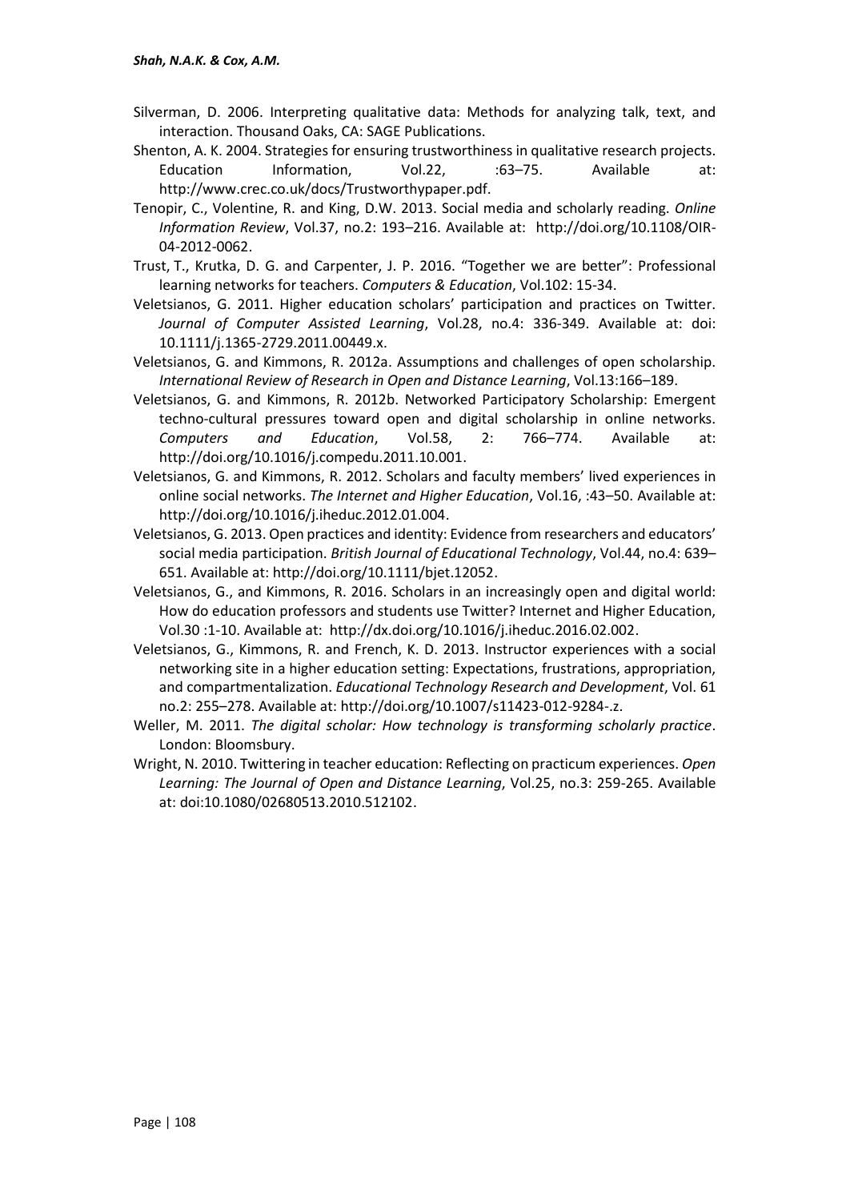Silverman, D. 2006. Interpreting qualitative data: Methods for analyzing talk, text, and interaction. Thousand Oaks, CA: SAGE Publications.

Shenton, A. K. 2004. Strategies for ensuring trustworthiness in qualitative research projects. Education Information, Vol.22, :63–75. Available at: http://www.crec.co.uk/docs/Trustworthypaper.pdf.

Tenopir, C., Volentine, R. and King, D.W. 2013. Social media and scholarly reading. *Online Information Review*, Vol.37, no.2: 193–216. Available at: http://doi.org/10.1108/OIR-04-2012-0062.

Trust, T., Krutka, D. G. and Carpenter, J. P. 2016. "Together we are better": Professional learning networks for teachers. *Computers & Education*, Vol.102: 15-34.

Veletsianos, G. 2011. Higher education scholars' participation and practices on Twitter. *Journal of Computer Assisted Learning*, Vol.28, no.4: 336-349. Available at: doi: 10.1111/j.1365-2729.2011.00449.x.

Veletsianos, G. and Kimmons, R. 2012a. Assumptions and challenges of open scholarship. *International Review of Research in Open and Distance Learning*, Vol.13:166–189.

Veletsianos, G. and Kimmons, R. 2012b. Networked Participatory Scholarship: Emergent techno-cultural pressures toward open and digital scholarship in online networks. *Computers and Education*, Vol.58, 2: 766–774. Available at: http://doi.org/10.1016/j.compedu.2011.10.001.

Veletsianos, G. and Kimmons, R. 2012. Scholars and faculty members' lived experiences in online social networks. *The Internet and Higher Education*, Vol.16, :43–50. Available at: http://doi.org/10.1016/j.iheduc.2012.01.004.

Veletsianos, G. 2013. Open practices and identity: Evidence from researchers and educators' social media participation. *British Journal of Educational Technology*, Vol.44, no.4: 639–651. Available at: http://doi.org/10.1111/bjet.12052.

Veletsianos, G., and Kimmons, R. 2016. Scholars in an increasingly open and digital world: How do education professors and students use Twitter? Internet and Higher Education, Vol.30 :1-10. Available at: http://dx.doi.org/10.1016/j.iheduc.2016.02.002.

Veletsianos, G., Kimmons, R. and French, K. D. 2013. Instructor experiences with a social networking site in a higher education setting: Expectations, frustrations, appropriation, and compartmentalization. *Educational Technology Research and Development*, Vol. 61 no.2: 255–278. Available at: http://doi.org/10.1007/s11423-012-9284-.z.

Weller, M. 2011. *The digital scholar: How technology is transforming scholarly practice*. London: Bloomsbury.

Wright, N. 2010. Twittering in teacher education: Reflecting on practicum experiences. *Open Learning: The Journal of Open and Distance Learning*, Vol.25, no.3: 259-265. Available at: doi:10.1080/02680513.2010.512102.